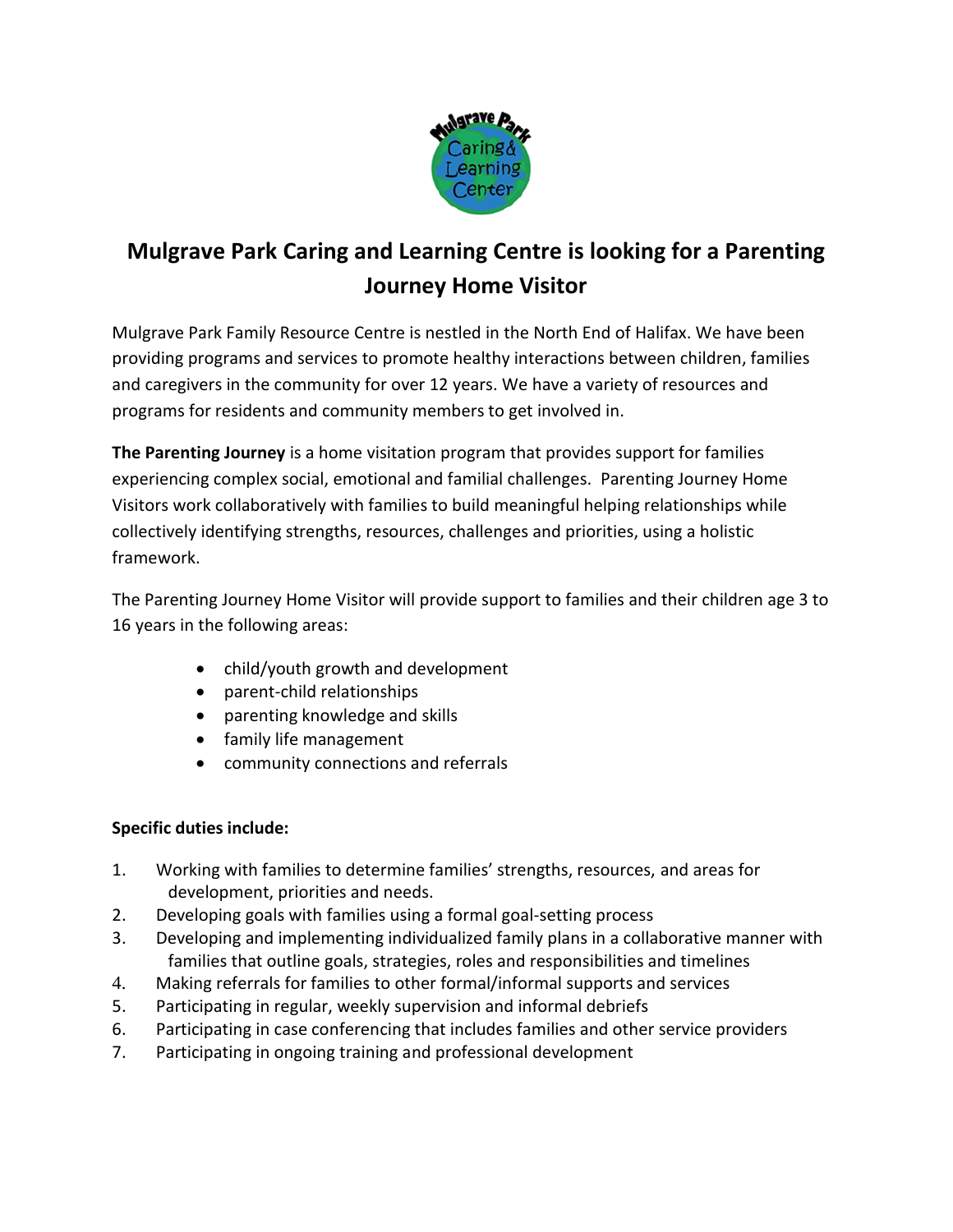# Mulgrave Park Caring and Learning Centre is looking for a Parenting Journey Home Visitor

Mulgrave Park Family Resource Centre is nestled in the North End of Halifax. We have been providing programs and services to promote healthy interactions between children, families and caregivers in the community for over 12 years. We have a variety of resources and programs for residents and community members to get involved in.

**The Parenting Journey** is a home visitation program that provides support for families experiencing complex social, emotional and familial challenges. Parenting Journey Home Visitors work collaboratively with families to build meaningful helping relationships while collectively identifying strengths, resources, challenges and priorities, using a holistic framework.

The Parenting Journey Home Visitor will provide support to families and their children age 3 to 16 years in the following areas:

- child/youth growth and development
- parent-child relationships
- parenting knowledge and skills
- family life management
- community connections and referrals

**Specific duties include:**

1. Working with families to determine families' strengths, resources, and areas for development, priorities and needs.
2. Developing goals with families using a formal goal-setting process
3. Developing and implementing individualized family plans in a collaborative manner with families that outline goals, strategies, roles and responsibilities and timelines
4. Making referrals for families to other formal/informal supports and services
5. Participating in regular, weekly supervision and informal debriefs
6. Participating in case conferencing that includes families and other service providers
7. Participating in ongoing training and professional development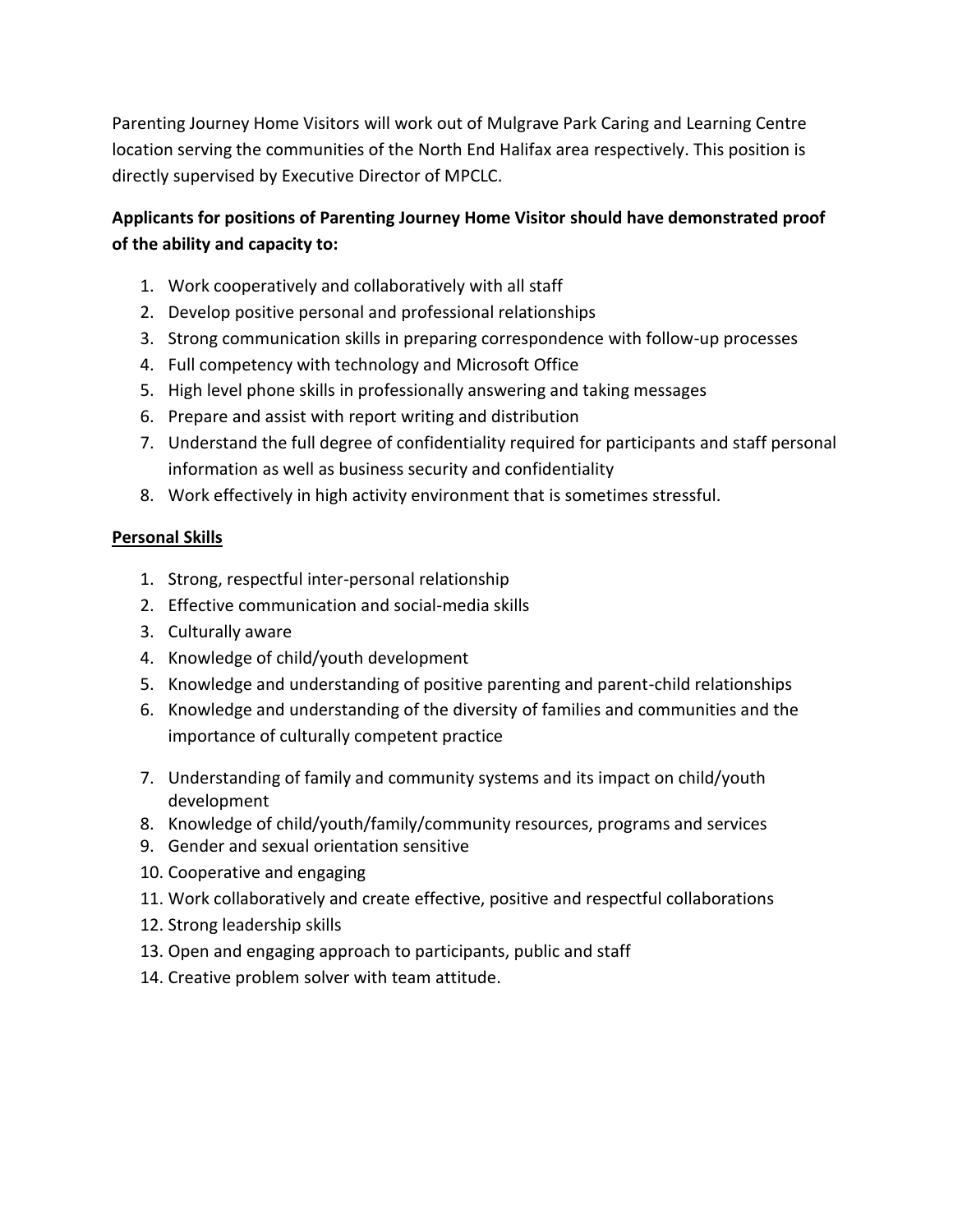Parenting Journey Home Visitors will work out of Mulgrave Park Caring and Learning Centre location serving the communities of the North End Halifax area respectively. This position is directly supervised by Executive Director of MPCLC.

**Applicants for positions of Parenting Journey Home Visitor should have demonstrated proof of the ability and capacity to:**

1. Work cooperatively and collaboratively with all staff
2. Develop positive personal and professional relationships
3. Strong communication skills in preparing correspondence with follow-up processes
4. Full competency with technology and Microsoft Office
5. High level phone skills in professionally answering and taking messages
6. Prepare and assist with report writing and distribution
7. Understand the full degree of confidentiality required for participants and staff personal information as well as business security and confidentiality
8. Work effectively in high activity environment that is sometimes stressful.

<u>**Personal Skills**</u>

1. Strong, respectful inter-personal relationship
2. Effective communication and social-media skills
3. Culturally aware
4. Knowledge of child/youth development
5. Knowledge and understanding of positive parenting and parent-child relationships
6. Knowledge and understanding of the diversity of families and communities and the importance of culturally competent practice
7. Understanding of family and community systems and its impact on child/youth development
8. Knowledge of child/youth/family/community resources, programs and services
9. Gender and sexual orientation sensitive
10. Cooperative and engaging
11. Work collaboratively and create effective, positive and respectful collaborations
12. Strong leadership skills
13. Open and engaging approach to participants, public and staff
14. Creative problem solver with team attitude.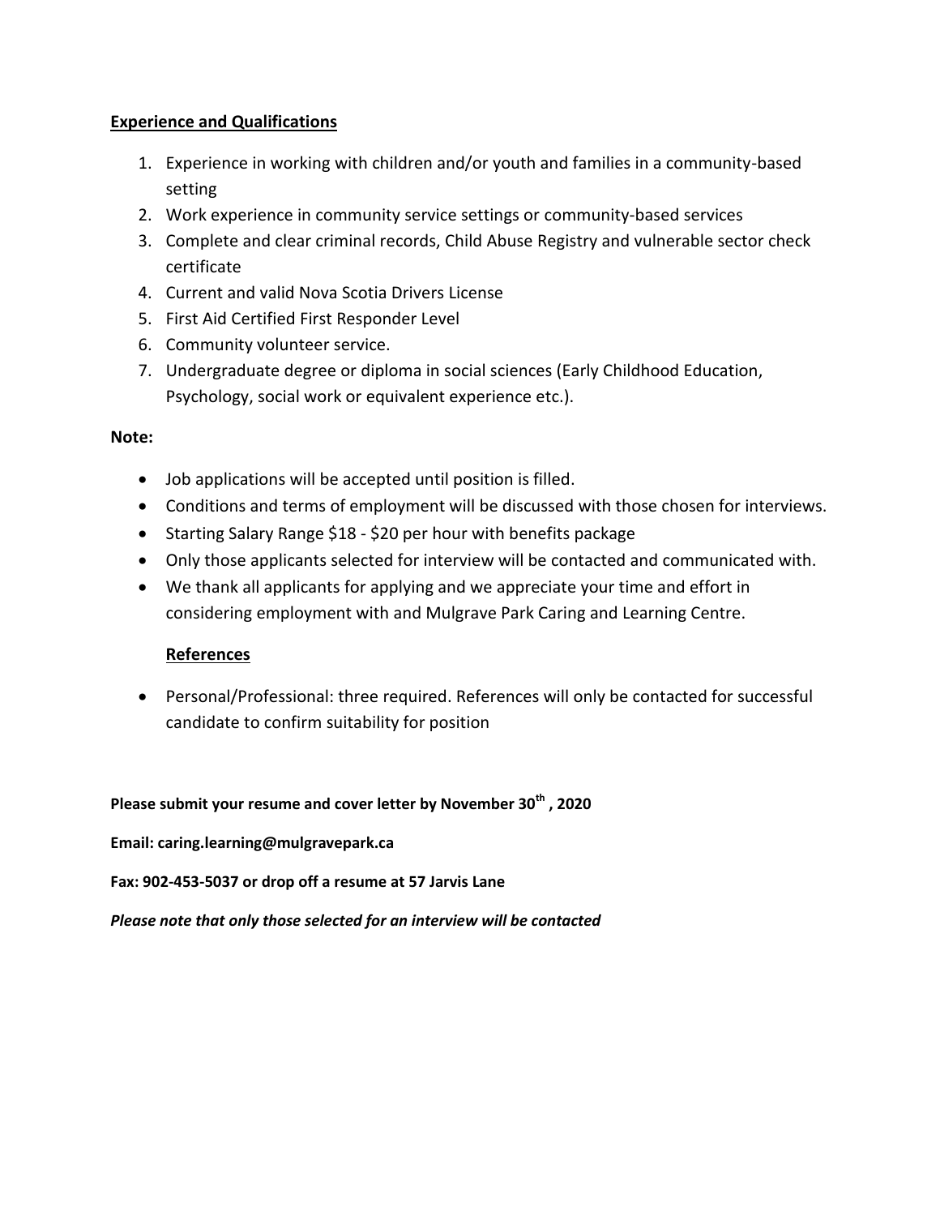**Experience and Qualifications**

1. Experience in working with children and/or youth and families in a community-based setting
2. Work experience in community service settings or community-based services
3. Complete and clear criminal records, Child Abuse Registry and vulnerable sector check certificate
4. Current and valid Nova Scotia Drivers License
5. First Aid Certified First Responder Level
6. Community volunteer service.
7. Undergraduate degree or diploma in social sciences (Early Childhood Education, Psychology, social work or equivalent experience etc.).

**Note:**

- Job applications will be accepted until position is filled.
- Conditions and terms of employment will be discussed with those chosen for interviews.
- Starting Salary Range $18 - $20 per hour with benefits package
- Only those applicants selected for interview will be contacted and communicated with.
- We thank all applicants for applying and we appreciate your time and effort in considering employment with and Mulgrave Park Caring and Learning Centre.

**References**

- Personal/Professional: three required. References will only be contacted for successful candidate to confirm suitability for position

**Please submit your resume and cover letter by November 30th , 2020**

**Email: caring.learning@mulgravepark.ca**

**Fax: 902-453-5037 or drop off a resume at 57 Jarvis Lane**

***Please note that only those selected for an interview will be contacted***